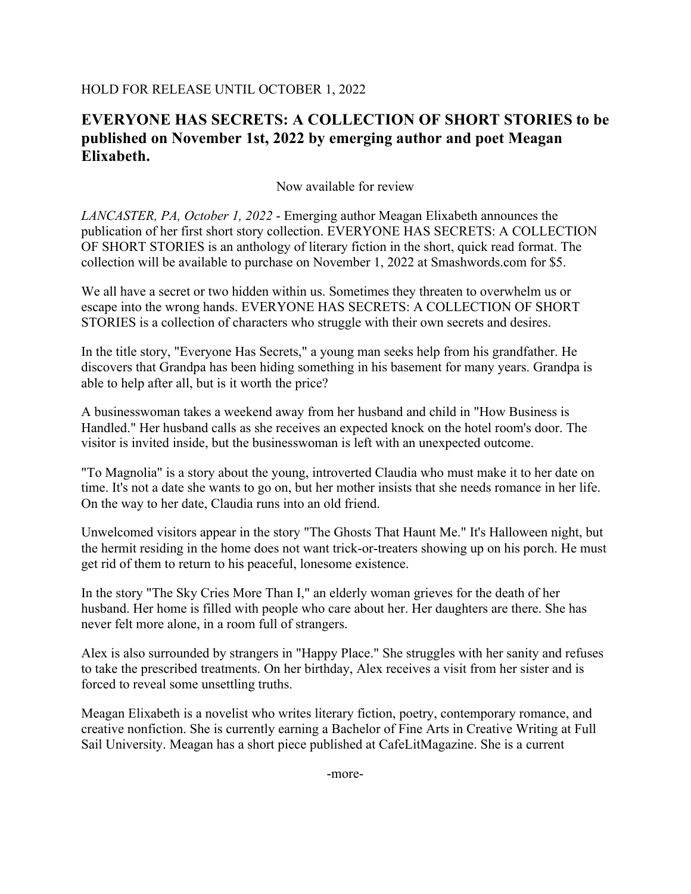HOLD FOR RELEASE UNTIL OCTOBER 1, 2022

## EVERYONE HAS SECRETS: A COLLECTION OF SHORT STORIES to be published on November 1st, 2022 by emerging author and poet Meagan Elixabeth.

Now available for review

*LANCASTER, PA, October 1, 2022* - Emerging author Meagan Elixabeth announces the publication of her first short story collection. EVERYONE HAS SECRETS: A COLLECTION OF SHORT STORIES is an anthology of literary fiction in the short, quick read format. The collection will be available to purchase on November 1, 2022 at Smashwords.com for $5.

We all have a secret or two hidden within us. Sometimes they threaten to overwhelm us or escape into the wrong hands. EVERYONE HAS SECRETS: A COLLECTION OF SHORT STORIES is a collection of characters who struggle with their own secrets and desires.

In the title story, "Everyone Has Secrets," a young man seeks help from his grandfather. He discovers that Grandpa has been hiding something in his basement for many years. Grandpa is able to help after all, but is it worth the price?

A businesswoman takes a weekend away from her husband and child in "How Business is Handled." Her husband calls as she receives an expected knock on the hotel room's door. The visitor is invited inside, but the businesswoman is left with an unexpected outcome.

"To Magnolia" is a story about the young, introverted Claudia who must make it to her date on time. It's not a date she wants to go on, but her mother insists that she needs romance in her life. On the way to her date, Claudia runs into an old friend.

Unwelcomed visitors appear in the story "The Ghosts That Haunt Me." It's Halloween night, but the hermit residing in the home does not want trick-or-treaters showing up on his porch. He must get rid of them to return to his peaceful, lonesome existence.

In the story "The Sky Cries More Than I," an elderly woman grieves for the death of her husband. Her home is filled with people who care about her. Her daughters are there. She has never felt more alone, in a room full of strangers.

Alex is also surrounded by strangers in "Happy Place." She struggles with her sanity and refuses to take the prescribed treatments. On her birthday, Alex receives a visit from her sister and is forced to reveal some unsettling truths.

Meagan Elixabeth is a novelist who writes literary fiction, poetry, contemporary romance, and creative nonfiction. She is currently earning a Bachelor of Fine Arts in Creative Writing at Full Sail University. Meagan has a short piece published at CafeLitMagazine. She is a current

-more-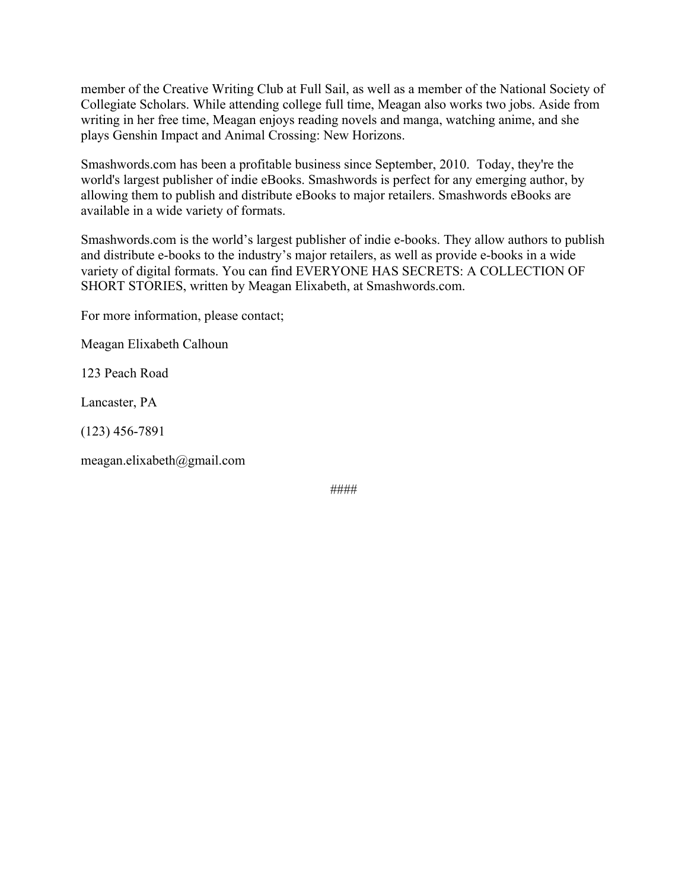member of the Creative Writing Club at Full Sail, as well as a member of the National Society of Collegiate Scholars. While attending college full time, Meagan also works two jobs. Aside from writing in her free time, Meagan enjoys reading novels and manga, watching anime, and she plays Genshin Impact and Animal Crossing: New Horizons.

Smashwords.com has been a profitable business since September, 2010.  Today, they're the world's largest publisher of indie eBooks. Smashwords is perfect for any emerging author, by allowing them to publish and distribute eBooks to major retailers. Smashwords eBooks are available in a wide variety of formats.

Smashwords.com is the world's largest publisher of indie e-books. They allow authors to publish and distribute e-books to the industry's major retailers, as well as provide e-books in a wide variety of digital formats. You can find EVERYONE HAS SECRETS: A COLLECTION OF SHORT STORIES, written by Meagan Elixabeth, at Smashwords.com.

For more information, please contact;

Meagan Elixabeth Calhoun

123 Peach Road

Lancaster, PA

(123) 456-7891

meagan.elixabeth@gmail.com

####